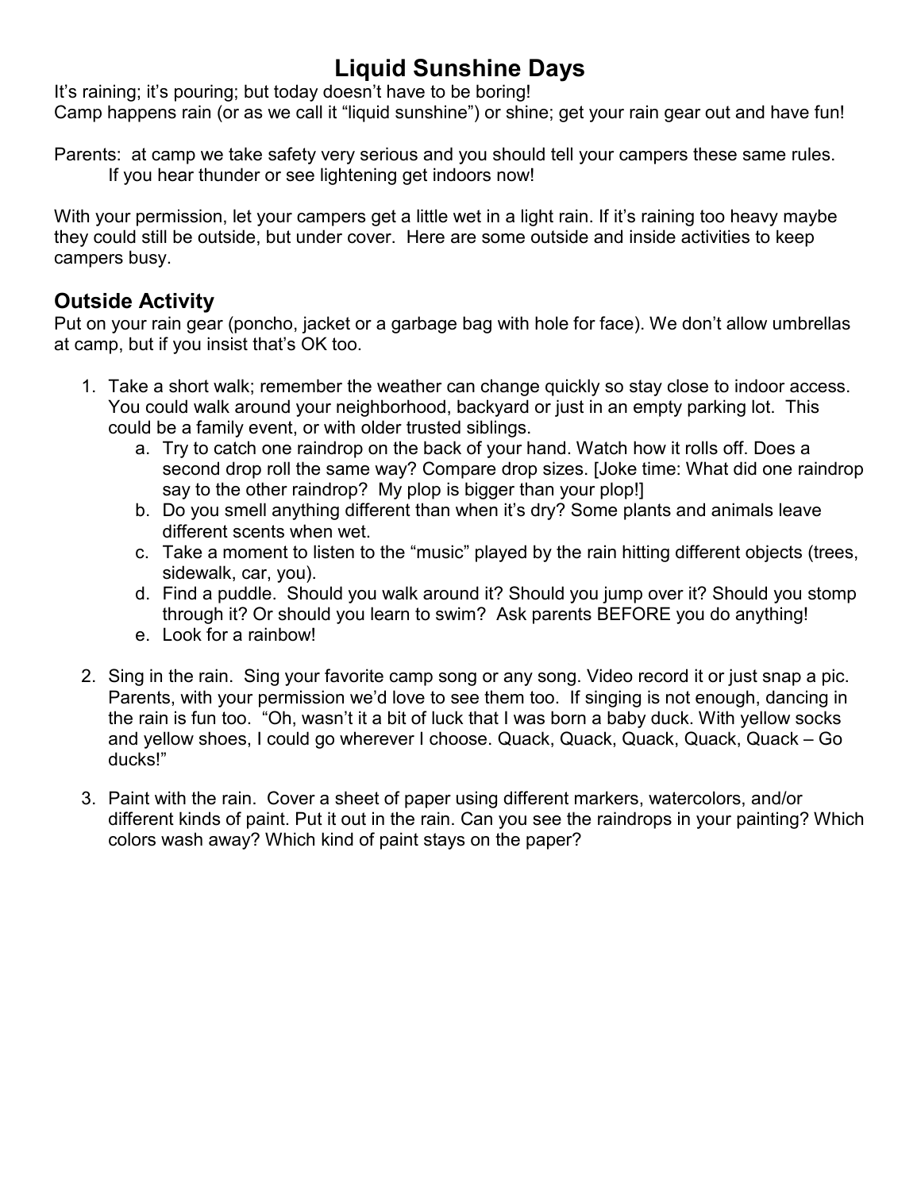# Liquid Sunshine Days

It's raining; it's pouring; but today doesn't have to be boring!
Camp happens rain (or as we call it "liquid sunshine") or shine; get your rain gear out and have fun!

Parents: at camp we take safety very serious and you should tell your campers these same rules.
If you hear thunder or see lightening get indoors now!

With your permission, let your campers get a little wet in a light rain. If it's raining too heavy maybe they could still be outside, but under cover. Here are some outside and inside activities to keep campers busy.

## Outside Activity

Put on your rain gear (poncho, jacket or a garbage bag with hole for face). We don't allow umbrellas at camp, but if you insist that's OK too.

1. Take a short walk; remember the weather can change quickly so stay close to indoor access. You could walk around your neighborhood, backyard or just in an empty parking lot. This could be a family event, or with older trusted siblings.
   a. Try to catch one raindrop on the back of your hand. Watch how it rolls off. Does a second drop roll the same way? Compare drop sizes. [Joke time: What did one raindrop say to the other raindrop? My plop is bigger than your plop!]
   b. Do you smell anything different than when it's dry? Some plants and animals leave different scents when wet.
   c. Take a moment to listen to the "music" played by the rain hitting different objects (trees, sidewalk, car, you).
   d. Find a puddle. Should you walk around it? Should you jump over it? Should you stomp through it? Or should you learn to swim? Ask parents BEFORE you do anything!
   e. Look for a rainbow!

2. Sing in the rain. Sing your favorite camp song or any song. Video record it or just snap a pic. Parents, with your permission we'd love to see them too. If singing is not enough, dancing in the rain is fun too. "Oh, wasn't it a bit of luck that I was born a baby duck. With yellow socks and yellow shoes, I could go wherever I choose. Quack, Quack, Quack, Quack, Quack – Go ducks!"

3. Paint with the rain. Cover a sheet of paper using different markers, watercolors, and/or different kinds of paint. Put it out in the rain. Can you see the raindrops in your painting? Which colors wash away? Which kind of paint stays on the paper?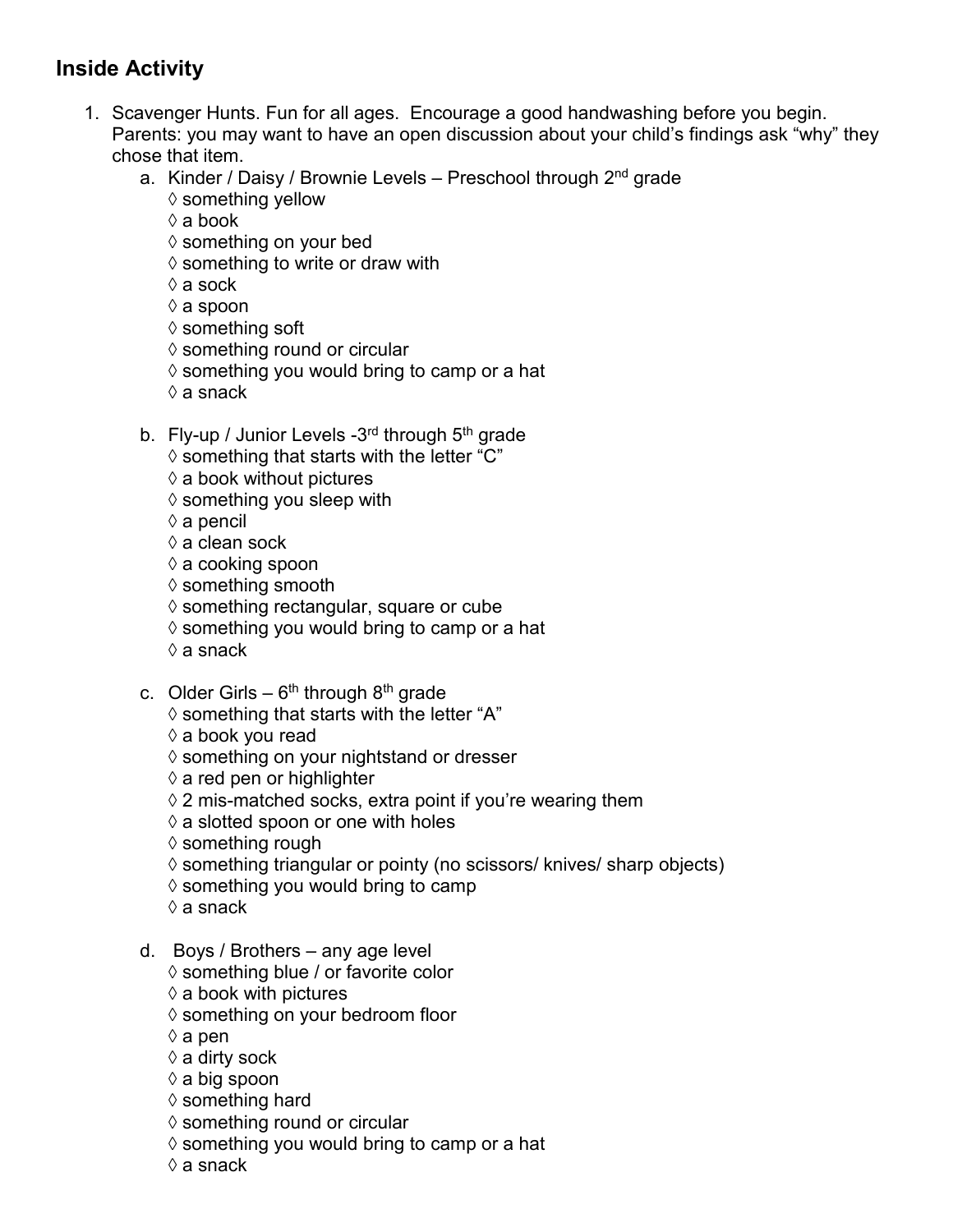## Inside Activity

1. Scavenger Hunts. Fun for all ages. Encourage a good handwashing before you begin. Parents: you may want to have an open discussion about your child's findings ask "why" they chose that item.
   a. Kinder / Daisy / Brownie Levels – Preschool through 2nd grade
      ◊ something yellow
      ◊ a book
      ◊ something on your bed
      ◊ something to write or draw with
      ◊ a sock
      ◊ a spoon
      ◊ something soft
      ◊ something round or circular
      ◊ something you would bring to camp or a hat
      ◊ a snack

   b. Fly-up / Junior Levels -3rd through 5th grade
      ◊ something that starts with the letter "C"
      ◊ a book without pictures
      ◊ something you sleep with
      ◊ a pencil
      ◊ a clean sock
      ◊ a cooking spoon
      ◊ something smooth
      ◊ something rectangular, square or cube
      ◊ something you would bring to camp or a hat
      ◊ a snack

   c. Older Girls – 6th through 8th grade
      ◊ something that starts with the letter "A"
      ◊ a book you read
      ◊ something on your nightstand or dresser
      ◊ a red pen or highlighter
      ◊ 2 mis-matched socks, extra point if you're wearing them
      ◊ a slotted spoon or one with holes
      ◊ something rough
      ◊ something triangular or pointy (no scissors/ knives/ sharp objects)
      ◊ something you would bring to camp
      ◊ a snack

   d. Boys / Brothers – any age level
      ◊ something blue / or favorite color
      ◊ a book with pictures
      ◊ something on your bedroom floor
      ◊ a pen
      ◊ a dirty sock
      ◊ a big spoon
      ◊ something hard
      ◊ something round or circular
      ◊ something you would bring to camp or a hat
      ◊ a snack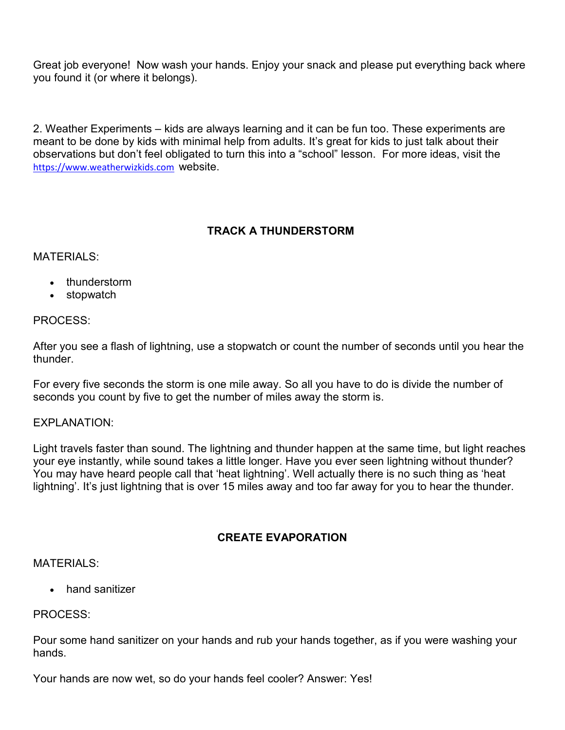Great job everyone! Now wash your hands. Enjoy your snack and please put everything back where you found it (or where it belongs).

2. Weather Experiments – kids are always learning and it can be fun too. These experiments are meant to be done by kids with minimal help from adults. It's great for kids to just talk about their observations but don't feel obligated to turn this into a "school" lesson. For more ideas, visit the [https://www.weatherwizkids.com](https://www.weatherwizkids.com) website.

### TRACK A THUNDERSTORM

MATERIALS:

- thunderstorm
- stopwatch

PROCESS:

After you see a flash of lightning, use a stopwatch or count the number of seconds until you hear the thunder.

For every five seconds the storm is one mile away. So all you have to do is divide the number of seconds you count by five to get the number of miles away the storm is.

EXPLANATION:

Light travels faster than sound. The lightning and thunder happen at the same time, but light reaches your eye instantly, while sound takes a little longer. Have you ever seen lightning without thunder? You may have heard people call that 'heat lightning'. Well actually there is no such thing as 'heat lightning'. It's just lightning that is over 15 miles away and too far away for you to hear the thunder.

### CREATE EVAPORATION

MATERIALS:

- hand sanitizer

PROCESS:

Pour some hand sanitizer on your hands and rub your hands together, as if you were washing your hands.

Your hands are now wet, so do your hands feel cooler? Answer: Yes!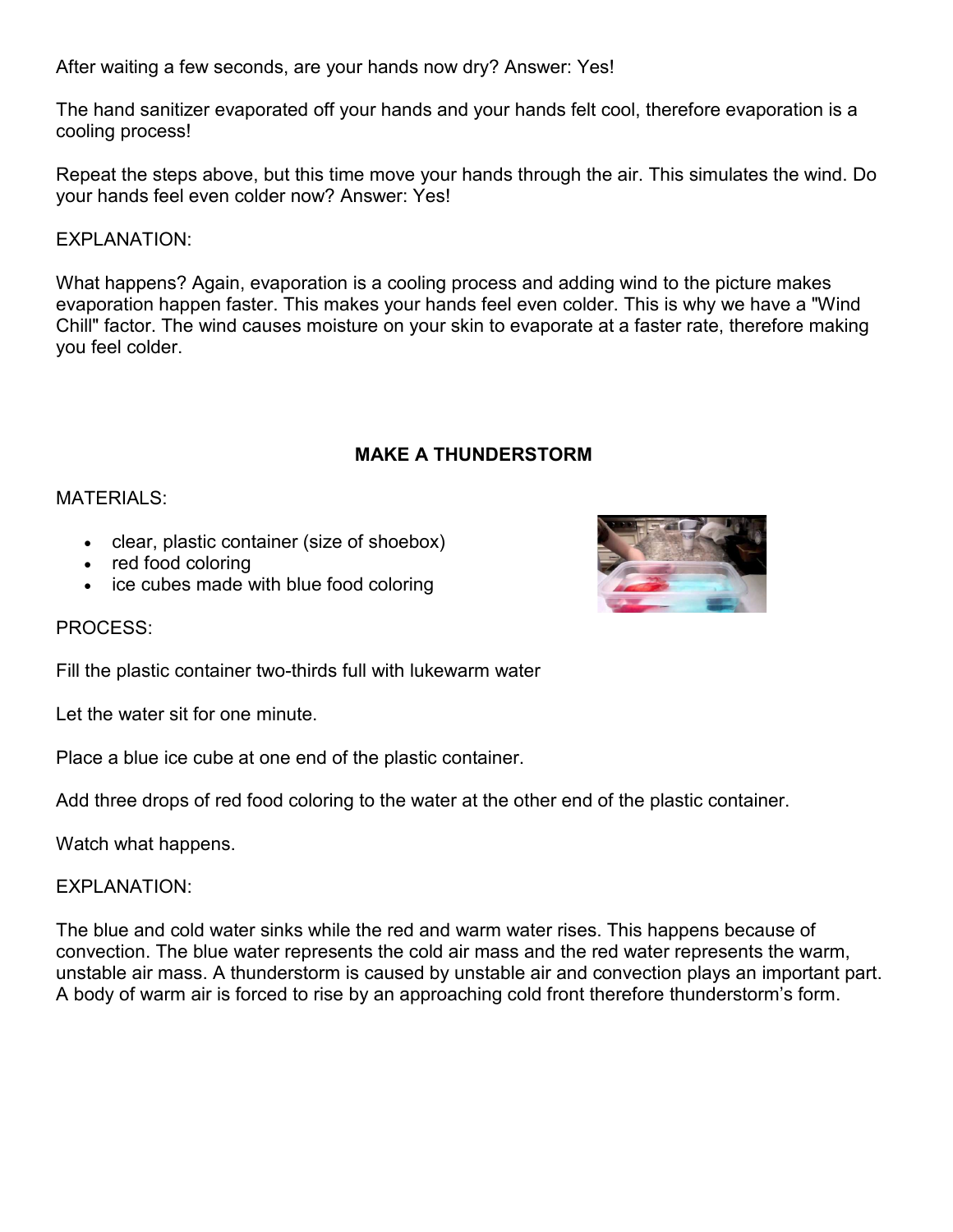After waiting a few seconds, are your hands now dry? Answer: Yes!

The hand sanitizer evaporated off your hands and your hands felt cool, therefore evaporation is a cooling process!

Repeat the steps above, but this time move your hands through the air. This simulates the wind. Do your hands feel even colder now? Answer: Yes!

EXPLANATION:

What happens? Again, evaporation is a cooling process and adding wind to the picture makes evaporation happen faster. This makes your hands feel even colder. This is why we have a "Wind Chill" factor. The wind causes moisture on your skin to evaporate at a faster rate, therefore making you feel colder.

## MAKE A THUNDERSTORM

MATERIALS:

- clear, plastic container (size of shoebox)
- red food coloring
- ice cubes made with blue food coloring

PROCESS:

Fill the plastic container two-thirds full with lukewarm water

Let the water sit for one minute.

Place a blue ice cube at one end of the plastic container.

Add three drops of red food coloring to the water at the other end of the plastic container.

Watch what happens.

EXPLANATION:

The blue and cold water sinks while the red and warm water rises. This happens because of convection. The blue water represents the cold air mass and the red water represents the warm, unstable air mass. A thunderstorm is caused by unstable air and convection plays an important part. A body of warm air is forced to rise by an approaching cold front therefore thunderstorm's form.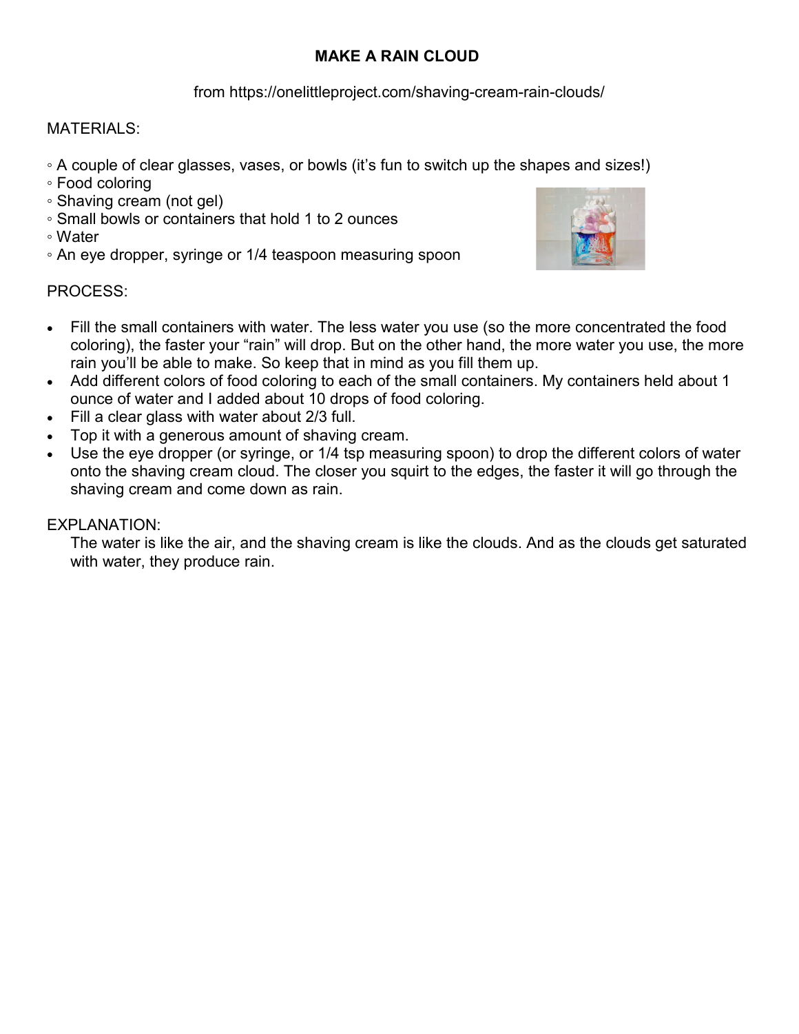**MAKE A RAIN CLOUD**

from https://onelittleproject.com/shaving-cream-rain-clouds/

MATERIALS:

- A couple of clear glasses, vases, or bowls (it's fun to switch up the shapes and sizes!)
- Food coloring
- Shaving cream (not gel)
- Small bowls or containers that hold 1 to 2 ounces
- Water
- An eye dropper, syringe or 1/4 teaspoon measuring spoon

PROCESS:

- Fill the small containers with water. The less water you use (so the more concentrated the food coloring), the faster your "rain" will drop. But on the other hand, the more water you use, the more rain you'll be able to make. So keep that in mind as you fill them up.
- Add different colors of food coloring to each of the small containers. My containers held about 1 ounce of water and I added about 10 drops of food coloring.
- Fill a clear glass with water about 2/3 full.
- Top it with a generous amount of shaving cream.
- Use the eye dropper (or syringe, or 1/4 tsp measuring spoon) to drop the different colors of water onto the shaving cream cloud. The closer you squirt to the edges, the faster it will go through the shaving cream and come down as rain.

EXPLANATION:

The water is like the air, and the shaving cream is like the clouds. And as the clouds get saturated with water, they produce rain.